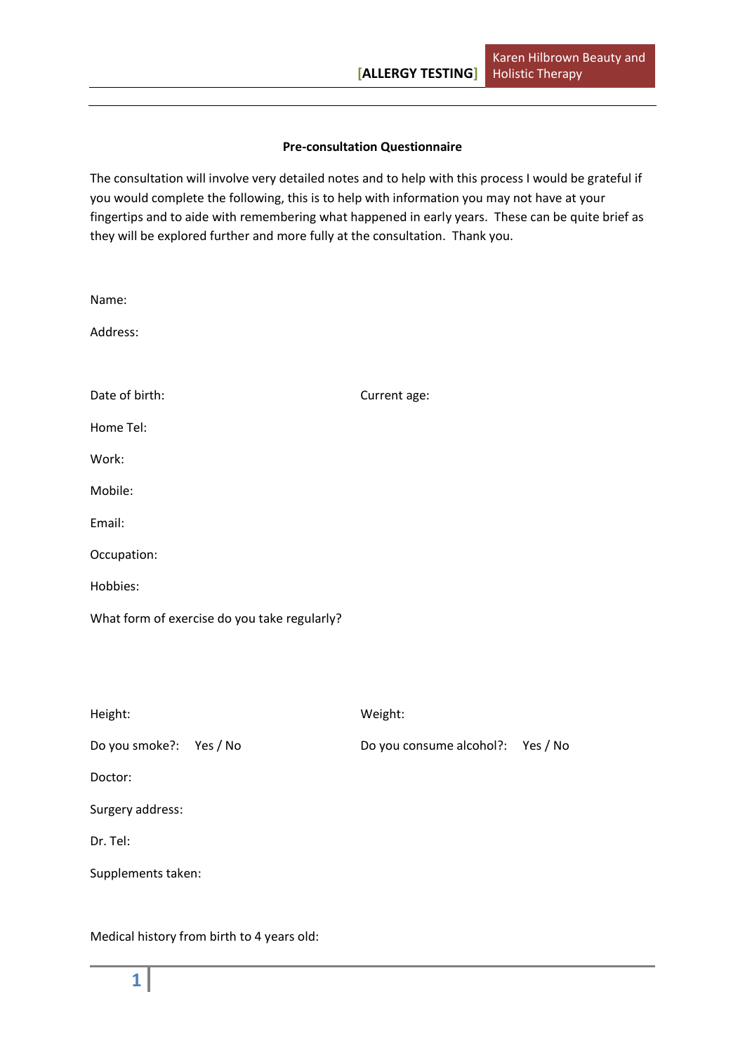## Pre-consultation Questionnaire

The consultation will involve very detailed notes and to help with this process I would be grateful if you would complete the following, this is to help with information you may not have at your fingertips and to aide with remembering what happened in early years. These can be quite brief as they will be explored further and more fully at the consultation. Thank you.

Name:

Address:

Date of birth: Current age:

Home Tel:

Work:

Mobile:

Email:

Occupation:

Hobbies:

What form of exercise do you take regularly?

Height: Weight:

Do you smoke?: Yes / No Do you consume alcohol?: Yes / No

Doctor:

Surgery address:

Dr. Tel:

Supplements taken:

Medical history from birth to 4 years old: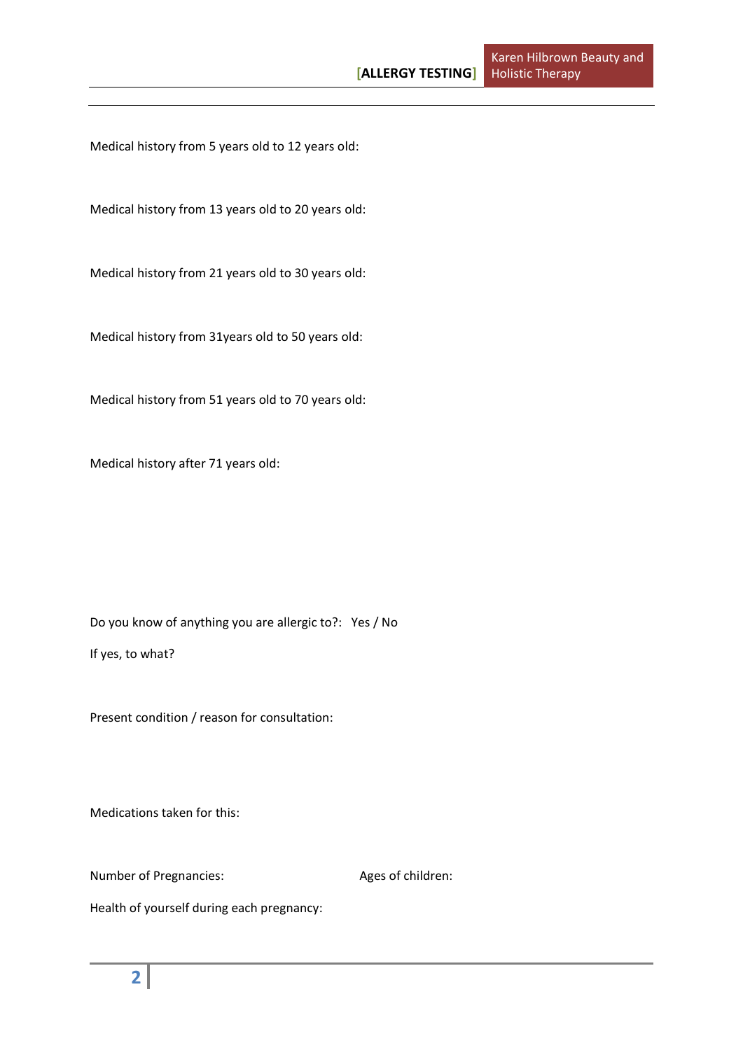Medical history from 5 years old to 12 years old:

Medical history from 13 years old to 20 years old:

Medical history from 21 years old to 30 years old:

Medical history from 31years old to 50 years old:

Medical history from 51 years old to 70 years old:

Medical history after 71 years old:

Do you know of anything you are allergic to?: Yes / No

If yes, to what?

Present condition / reason for consultation:

Medications taken for this:

Number of Pregnancies: Ages of children:

Health of yourself during each pregnancy: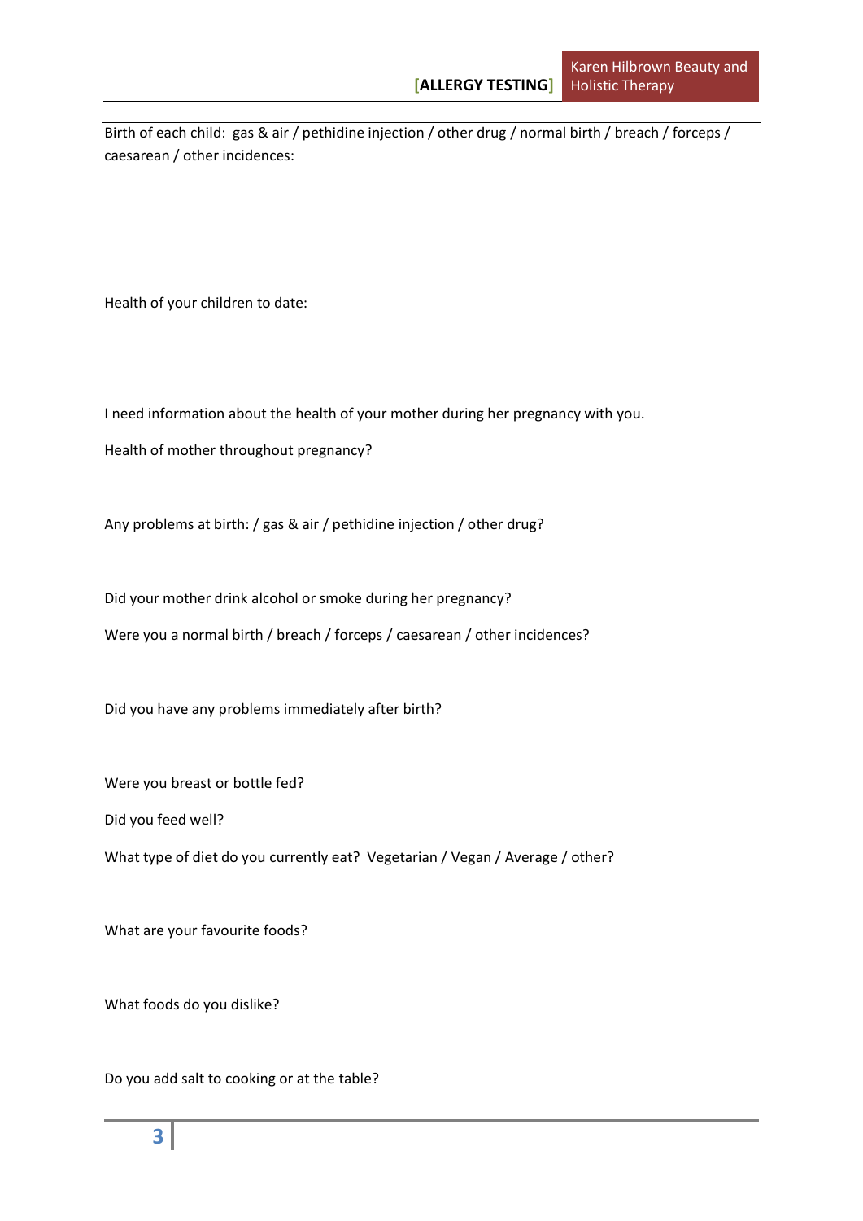Birth of each child: gas & air / pethidine injection / other drug / normal birth / breach / forceps / caesarean / other incidences:

Health of your children to date:

I need information about the health of your mother during her pregnancy with you.

Health of mother throughout pregnancy?

Any problems at birth: / gas & air / pethidine injection / other drug?

Did your mother drink alcohol or smoke during her pregnancy?

Were you a normal birth / breach / forceps / caesarean / other incidences?

Did you have any problems immediately after birth?

Were you breast or bottle fed?

Did you feed well?

What type of diet do you currently eat? Vegetarian / Vegan / Average / other?

What are your favourite foods?

What foods do you dislike?

Do you add salt to cooking or at the table?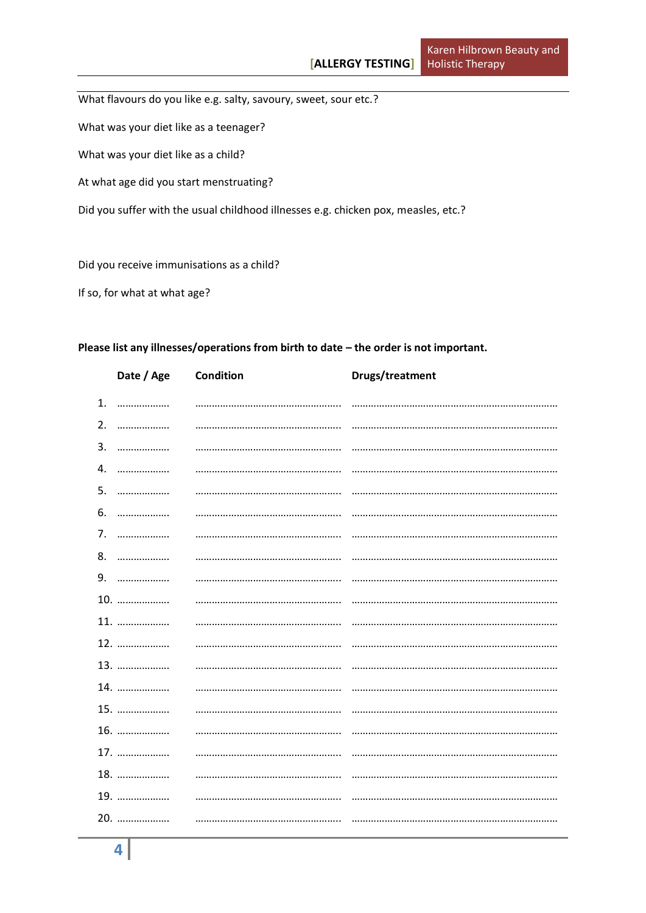What flavours do you like e.g. salty, savoury, sweet, sour etc.?

What was your diet like as a teenager?

What was your diet like as a child?

At what age did you start menstruating?

Did you suffer with the usual childhood illnesses e.g. chicken pox, measles, etc.?

Did you receive immunisations as a child?

If so, for what at what age?

**Please list any illnesses/operations from birth to date – the order is not important.**

| | Date / Age | Condition | Drugs/treatment |
|---|---|---|---|
| 1. | ………………. | ………………………………………………. | ……………………………………………………………… |
| 2. | ………………. | ………………………………………………. | ……………………………………………………………… |
| 3. | ………………. | ………………………………………………. | ……………………………………………………………… |
| 4. | ………………. | ………………………………………………. | ……………………………………………………………… |
| 5. | ………………. | ………………………………………………. | ……………………………………………………………… |
| 6. | ………………. | ………………………………………………. | ……………………………………………………………… |
| 7. | ………………. | ………………………………………………. | ……………………………………………………………… |
| 8. | ………………. | ………………………………………………. | ……………………………………………………………… |
| 9. | ………………. | ………………………………………………. | ……………………………………………………………… |
| 10. | ………………. | ………………………………………………. | ……………………………………………………………… |
| 11. | ………………. | ………………………………………………. | ……………………………………………………………… |
| 12. | ………………. | ………………………………………………. | ……………………………………………………………… |
| 13. | ………………. | ………………………………………………. | ……………………………………………………………… |
| 14. | ………………. | ………………………………………………. | ……………………………………………………………… |
| 15. | ………………. | ………………………………………………. | ……………………………………………………………… |
| 16. | ………………. | ………………………………………………. | ……………………………………………………………… |
| 17. | ………………. | ………………………………………………. | ……………………………………………………………… |
| 18. | ………………. | ………………………………………………. | ……………………………………………………………… |
| 19. | ………………. | ………………………………………………. | ……………………………………………………………… |
| 20. | ………………. | ………………………………………………. | ……………………………………………………………… |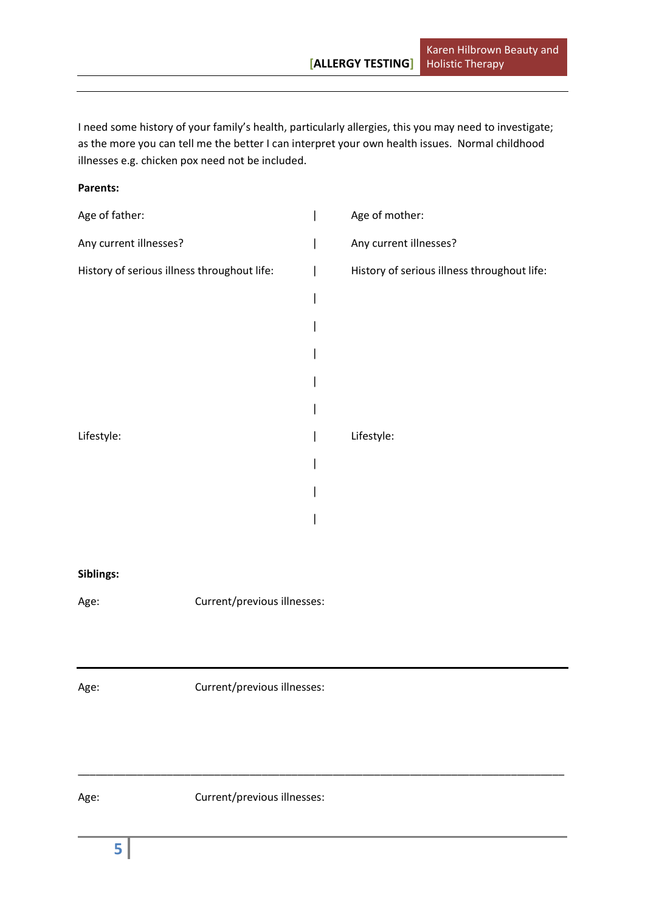I need some history of your family's health, particularly allergies, this you may need to investigate; as the more you can tell me the better I can interpret your own health issues. Normal childhood illnesses e.g. chicken pox need not be included.

**Parents:**

| | |
|---|---|
| Age of father: | Age of mother: |
| Any current illnesses? | Any current illnesses? |
| History of serious illness throughout life: | History of serious illness throughout life: |
| | |
| | |
| | |
| | |
| | |
| Lifestyle: | Lifestyle: |
| | |
| | |
| | |

**Siblings:**

Age: Current/previous illnesses:

---

Age: Current/previous illnesses:

---

Age: Current/previous illnesses: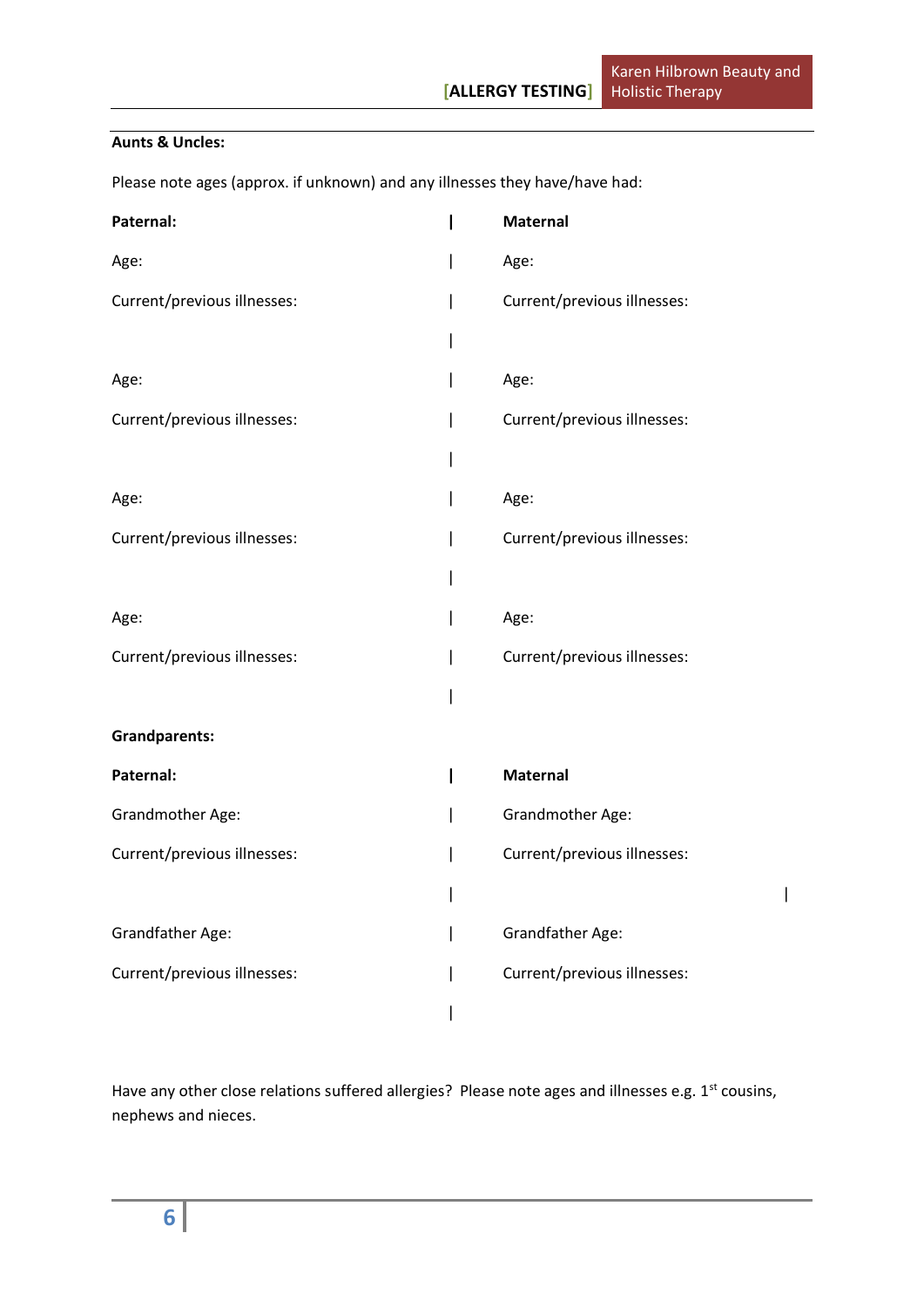**Aunts & Uncles:**

Please note ages (approx. if unknown) and any illnesses they have/have had:

| **Paternal:** | **Maternal** |
|---|---|
| Age: | Age: |
| Current/previous illnesses: | Current/previous illnesses: |
| | |
| Age: | Age: |
| Current/previous illnesses: | Current/previous illnesses: |
| | |
| Age: | Age: |
| Current/previous illnesses: | Current/previous illnesses: |
| | |
| Age: | Age: |
| Current/previous illnesses: | Current/previous illnesses: |
| | |

**Grandparents:**

| **Paternal:** | **Maternal** |
|---|---|
| Grandmother Age: | Grandmother Age: |
| Current/previous illnesses: | Current/previous illnesses: |
| | |
| Grandfather Age: | Grandfather Age: |
| Current/previous illnesses: | Current/previous illnesses: |
| | |

Have any other close relations suffered allergies? Please note ages and illnesses e.g. 1st cousins, nephews and nieces.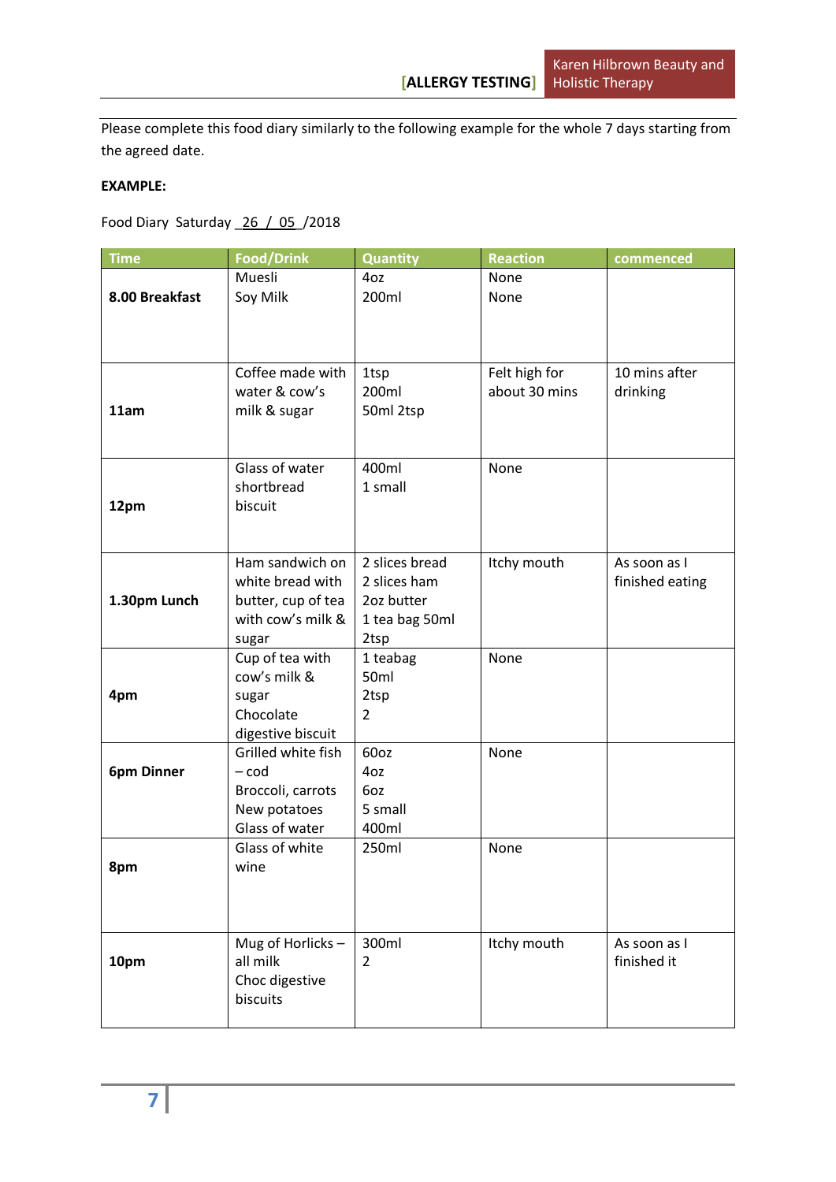Please complete this food diary similarly to the following example for the whole 7 days starting from the agreed date.

**EXAMPLE:**

Food Diary Saturday _26 / 05_ /2018

| Time | Food/Drink | Quantity | Reaction | commenced |
|---|---|---|---|---|
| **8.00 Breakfast** | Muesli<br>Soy Milk | 4oz<br>200ml | None<br>None | |
| **11am** | Coffee made with water & cow's milk & sugar | 1tsp<br>200ml<br>50ml 2tsp | Felt high for about 30 mins | 10 mins after drinking |
| **12pm** | Glass of water shortbread biscuit | 400ml<br>1 small | None | |
| **1.30pm Lunch** | Ham sandwich on white bread with butter, cup of tea with cow's milk & sugar | 2 slices bread<br>2 slices ham<br>2oz butter<br>1 tea bag 50ml<br>2tsp | Itchy mouth | As soon as I finished eating |
| **4pm** | Cup of tea with cow's milk & sugar<br>Chocolate digestive biscuit | 1 teabag<br>50ml<br>2tsp<br>2 | None | |
| **6pm Dinner** | Grilled white fish – cod<br>Broccoli, carrots<br>New potatoes<br>Glass of water | 60oz<br>4oz<br>6oz<br>5 small<br>400ml | None | |
| **8pm** | Glass of white wine | 250ml | None | |
| **10pm** | Mug of Horlicks – all milk<br>Choc digestive biscuits | 300ml<br>2 | Itchy mouth | As soon as I finished it |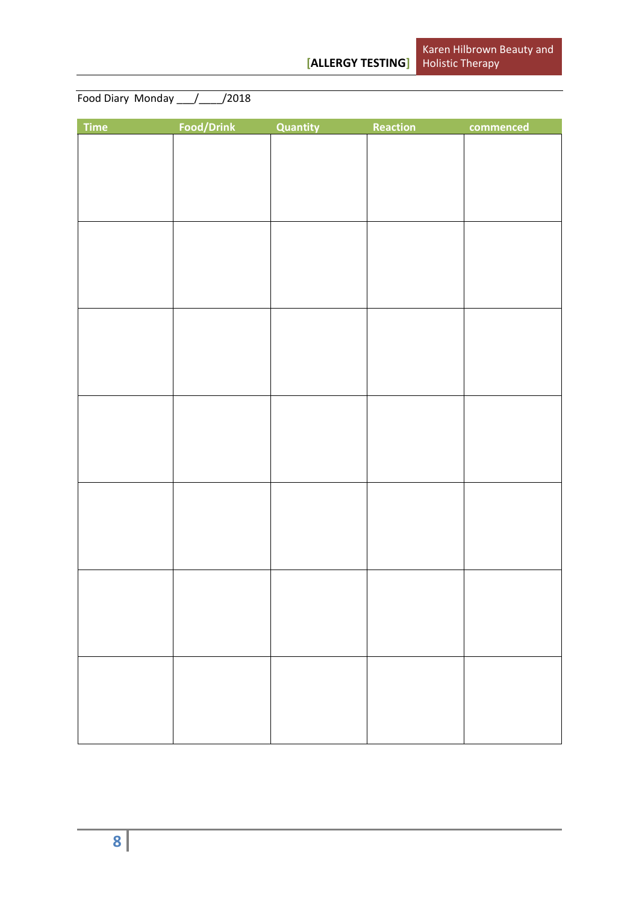Food Diary Monday ___/____/2018

| Time | Food/Drink | Quantity | Reaction | commenced |
|---|---|---|---|---|
| | | | | |
| | | | | |
| | | | | |
| | | | | |
| | | | | |
| | | | | |
| | | | | |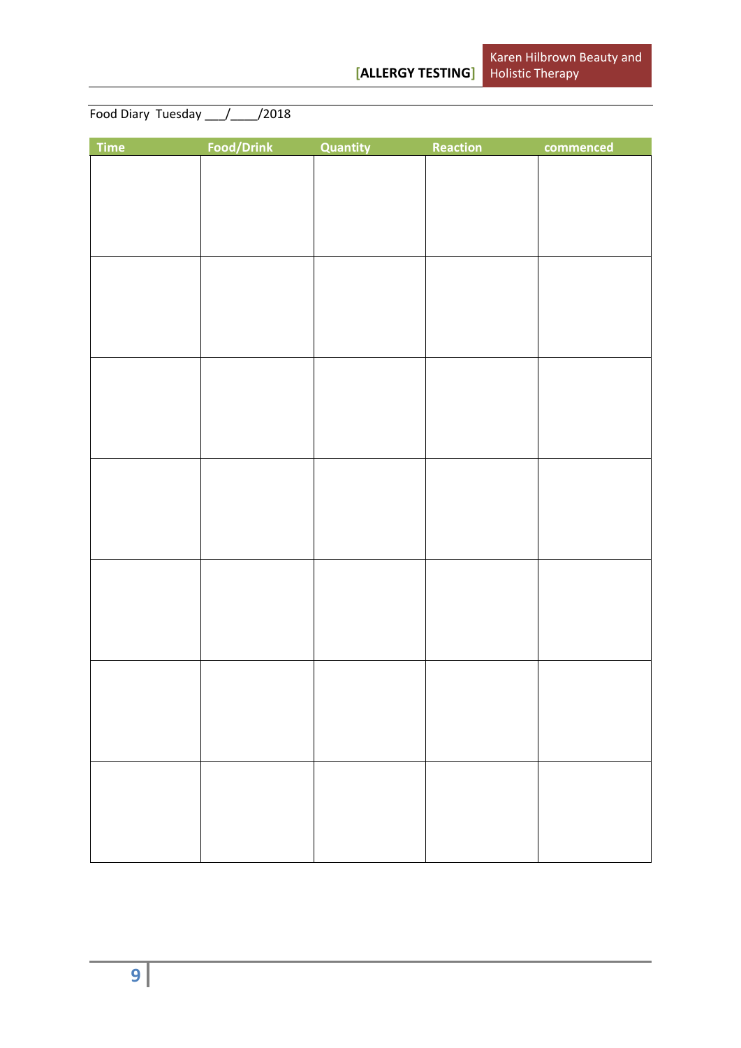Food Diary Tuesday ___/____/2018

| Time | Food/Drink | Quantity | Reaction | commenced |
| --- | --- | --- | --- | --- |
| | | | | |
| | | | | |
| | | | | |
| | | | | |
| | | | | |
| | | | | |
| | | | | |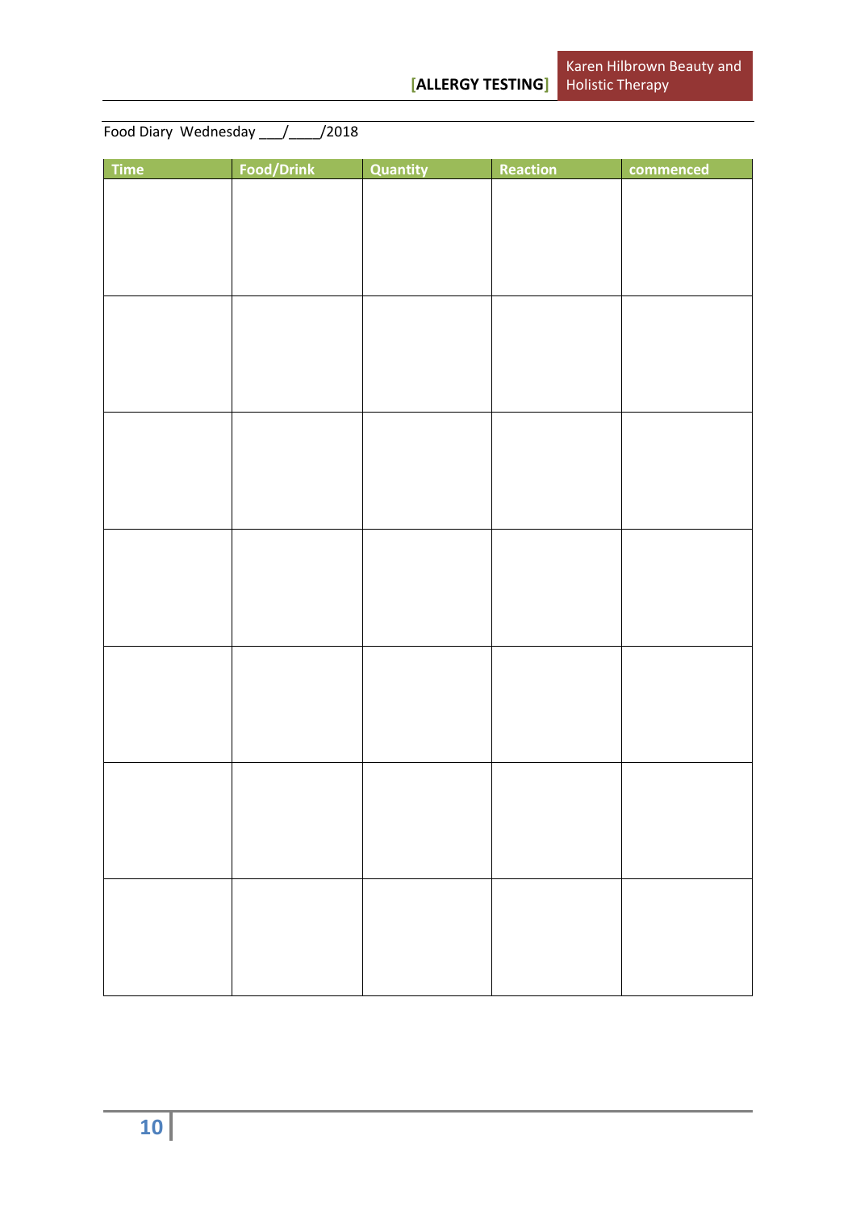Food Diary Wednesday ___/____/2018

| Time | Food/Drink | Quantity | Reaction | commenced |
|---|---|---|---|---|
| | | | | |
| | | | | |
| | | | | |
| | | | | |
| | | | | |
| | | | | |
| | | | | |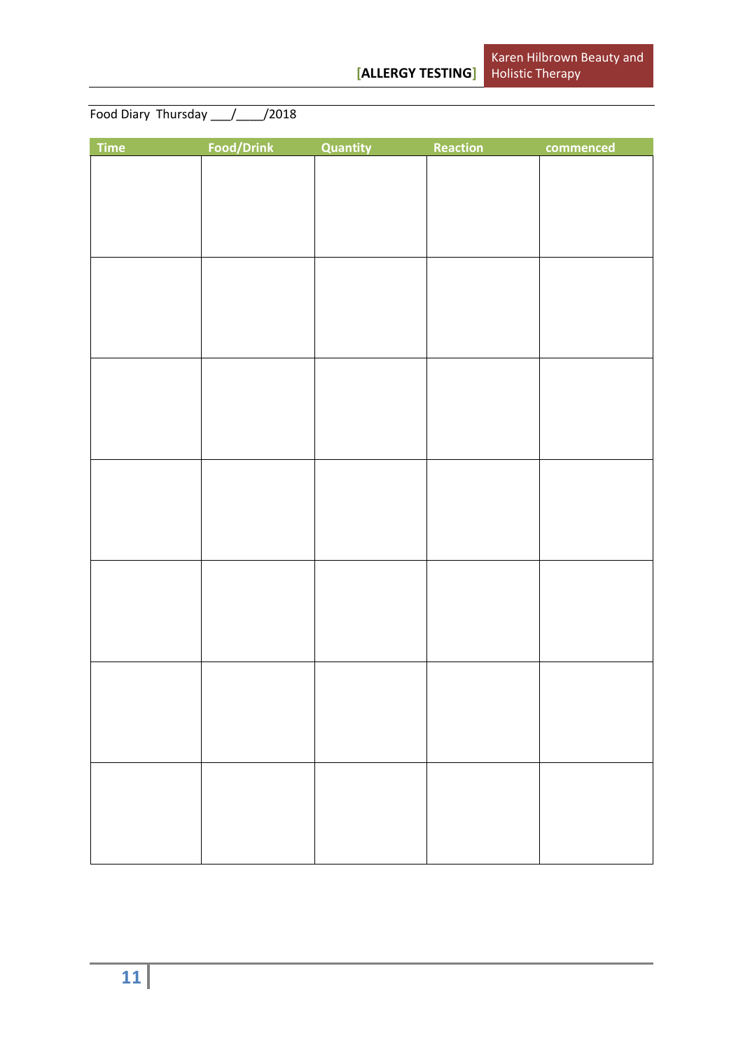Food Diary Thursday ___/____/2018

| Time | Food/Drink | Quantity | Reaction | commenced |
|---|---|---|---|---|
| | | | | |
| | | | | |
| | | | | |
| | | | | |
| | | | | |
| | | | | |
| | | | | |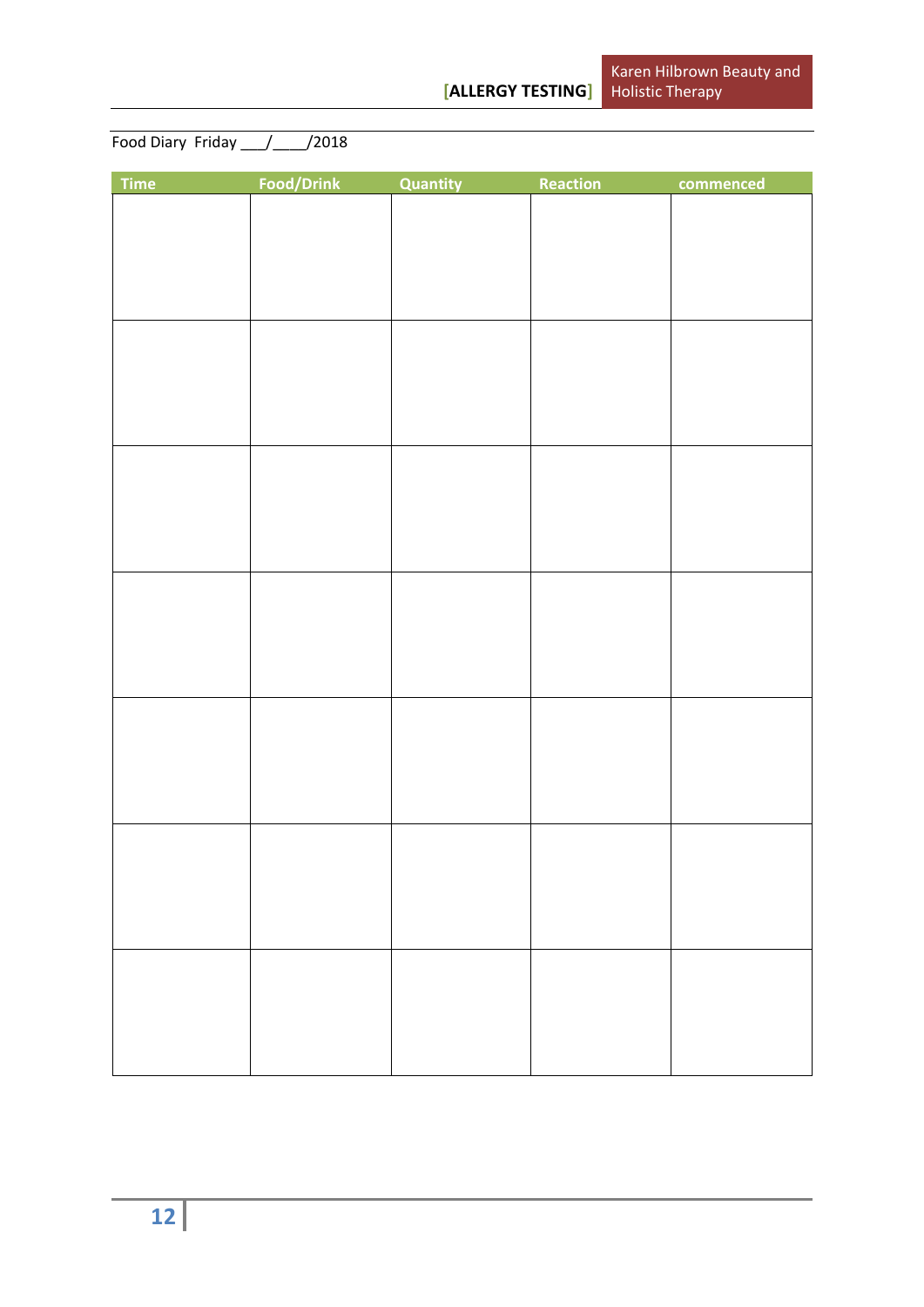Food Diary Friday ___/____/2018

| Time | Food/Drink | Quantity | Reaction | commenced |
|---|---|---|---|---|
| | | | | |
| | | | | |
| | | | | |
| | | | | |
| | | | | |
| | | | | |
| | | | | |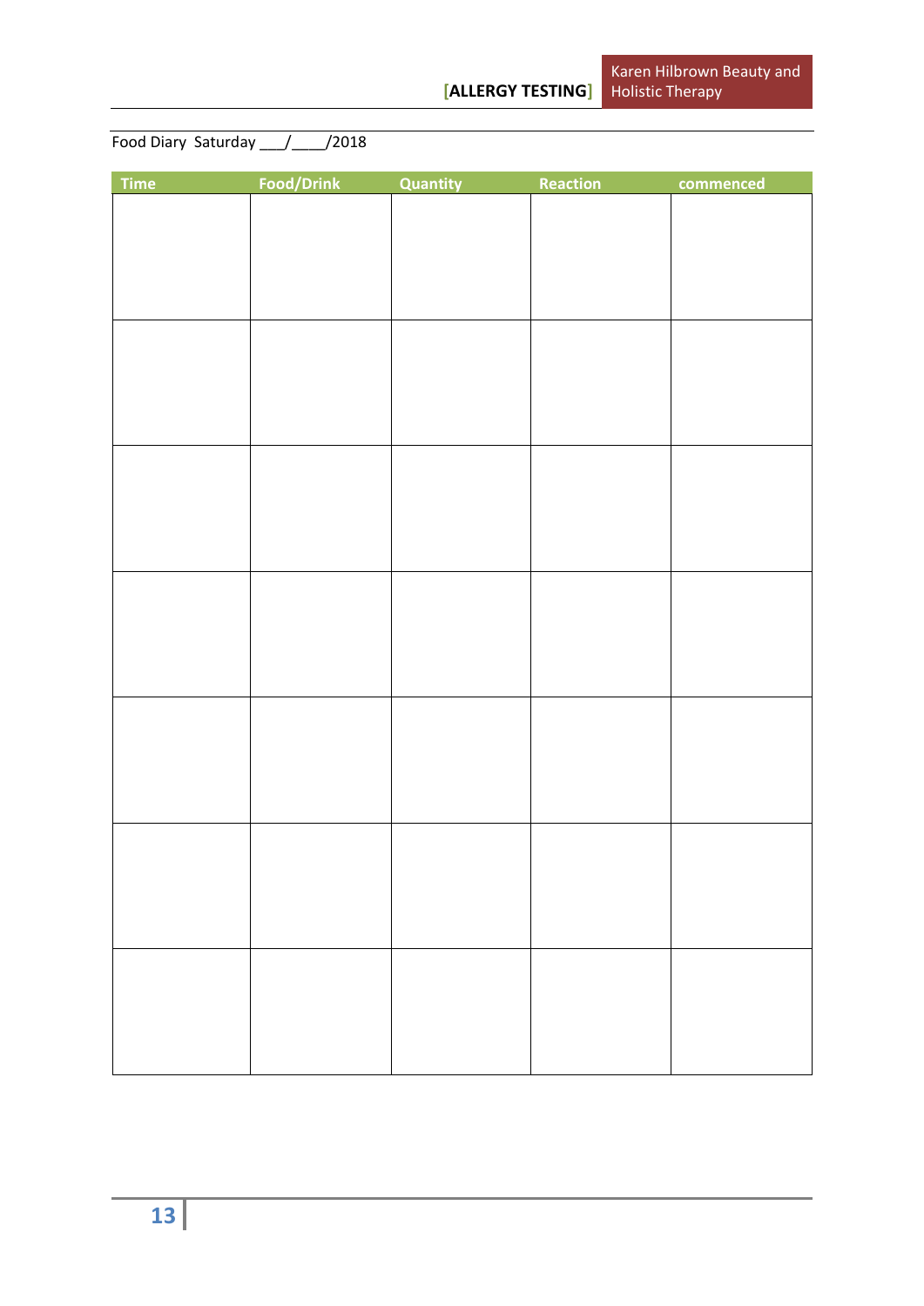Food Diary Saturday ___/____/2018

| Time | Food/Drink | Quantity | Reaction | commenced |
|---|---|---|---|---|
| | | | | |
| | | | | |
| | | | | |
| | | | | |
| | | | | |
| | | | | |
| | | | | |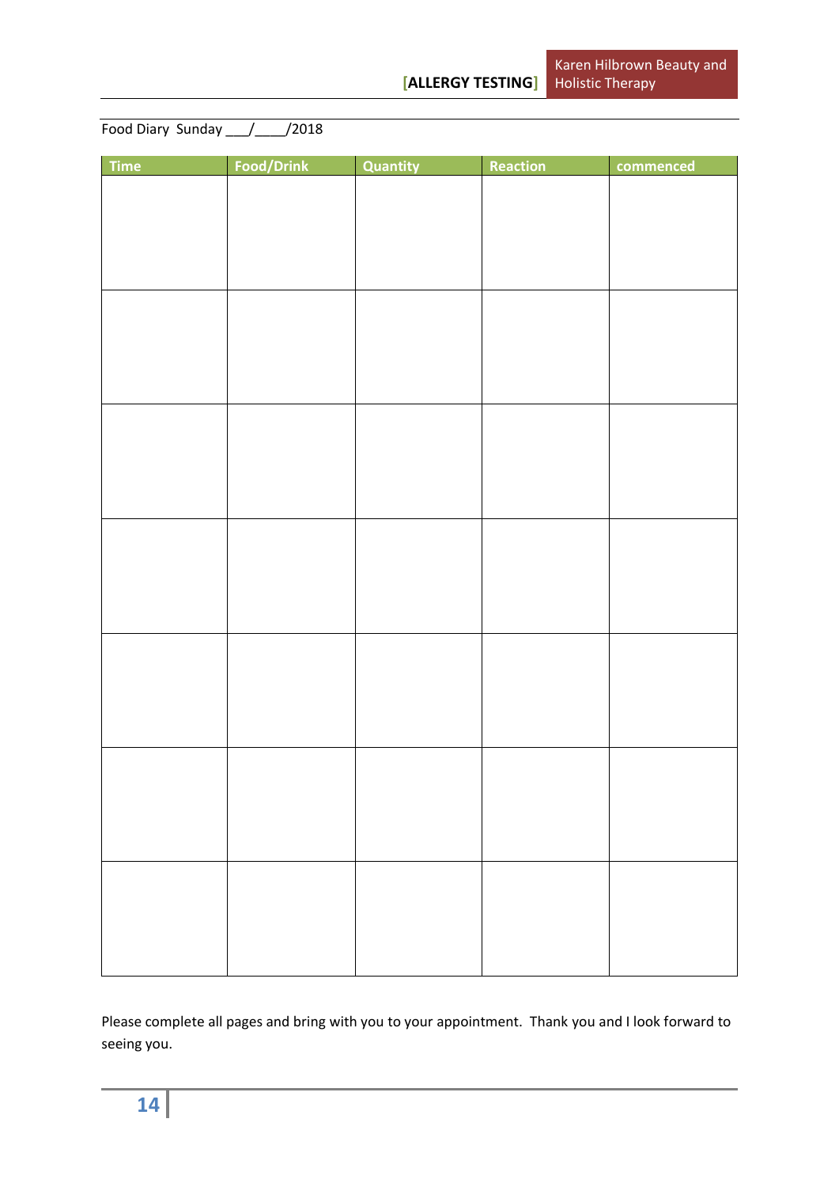Food Diary Sunday ___/____/2018

| Time | Food/Drink | Quantity | Reaction | commenced |
|---|---|---|---|---|
| | | | | |
| | | | | |
| | | | | |
| | | | | |
| | | | | |
| | | | | |
| | | | | |

Please complete all pages and bring with you to your appointment. Thank you and I look forward to seeing you.